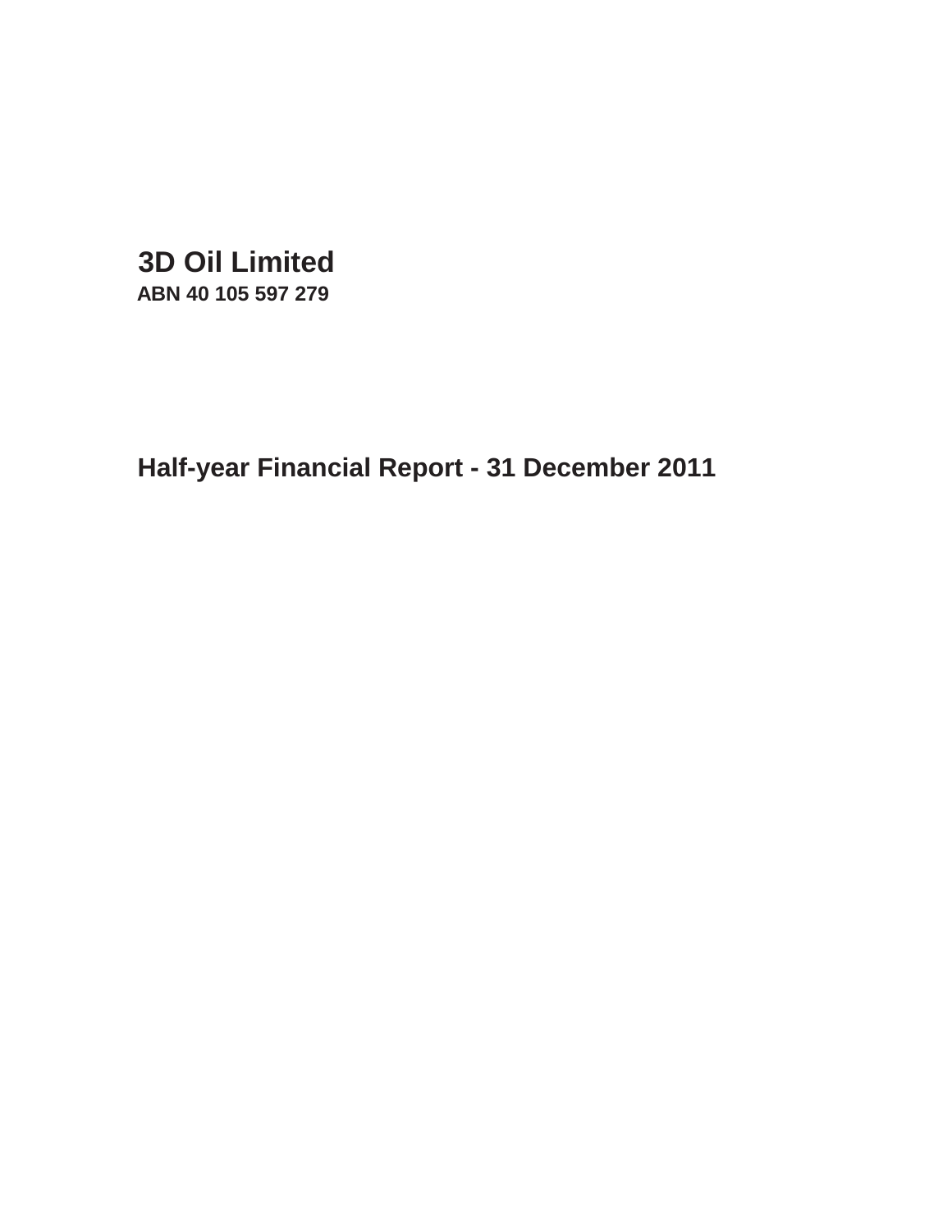# 3D Oil Limited

**ABN 40 105 597 279**

## Half-year Financial Report - 31 December 2011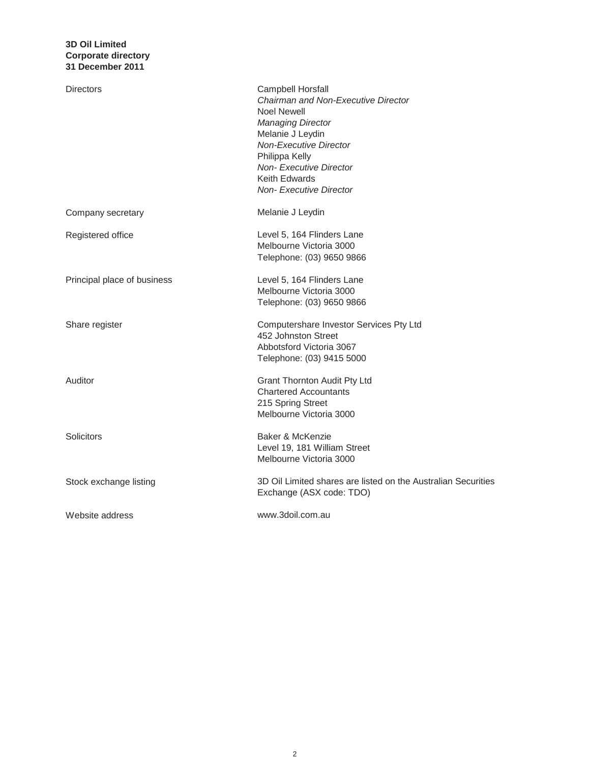**3D Oil Limited**
**Corporate directory**
**31 December 2011**

| | |
|---|---|
| Directors | Campbell Horsfall<br>*Chairman and Non-Executive Director*<br>Noel Newell<br>*Managing Director*<br>Melanie J Leydin<br>*Non-Executive Director*<br>Philippa Kelly<br>*Non- Executive Director*<br>Keith Edwards<br>*Non- Executive Director* |
| Company secretary | Melanie J Leydin |
| Registered office | Level 5, 164 Flinders Lane<br>Melbourne Victoria 3000<br>Telephone: (03) 9650 9866 |
| Principal place of business | Level 5, 164 Flinders Lane<br>Melbourne Victoria 3000<br>Telephone: (03) 9650 9866 |
| Share register | Computershare Investor Services Pty Ltd<br>452 Johnston Street<br>Abbotsford Victoria 3067<br>Telephone: (03) 9415 5000 |
| Auditor | Grant Thornton Audit Pty Ltd<br>Chartered Accountants<br>215 Spring Street<br>Melbourne Victoria 3000 |
| Solicitors | Baker & McKenzie<br>Level 19, 181 William Street<br>Melbourne Victoria 3000 |
| Stock exchange listing | 3D Oil Limited shares are listed on the Australian Securities Exchange (ASX code: TDO) |
| Website address | www.3doil.com.au |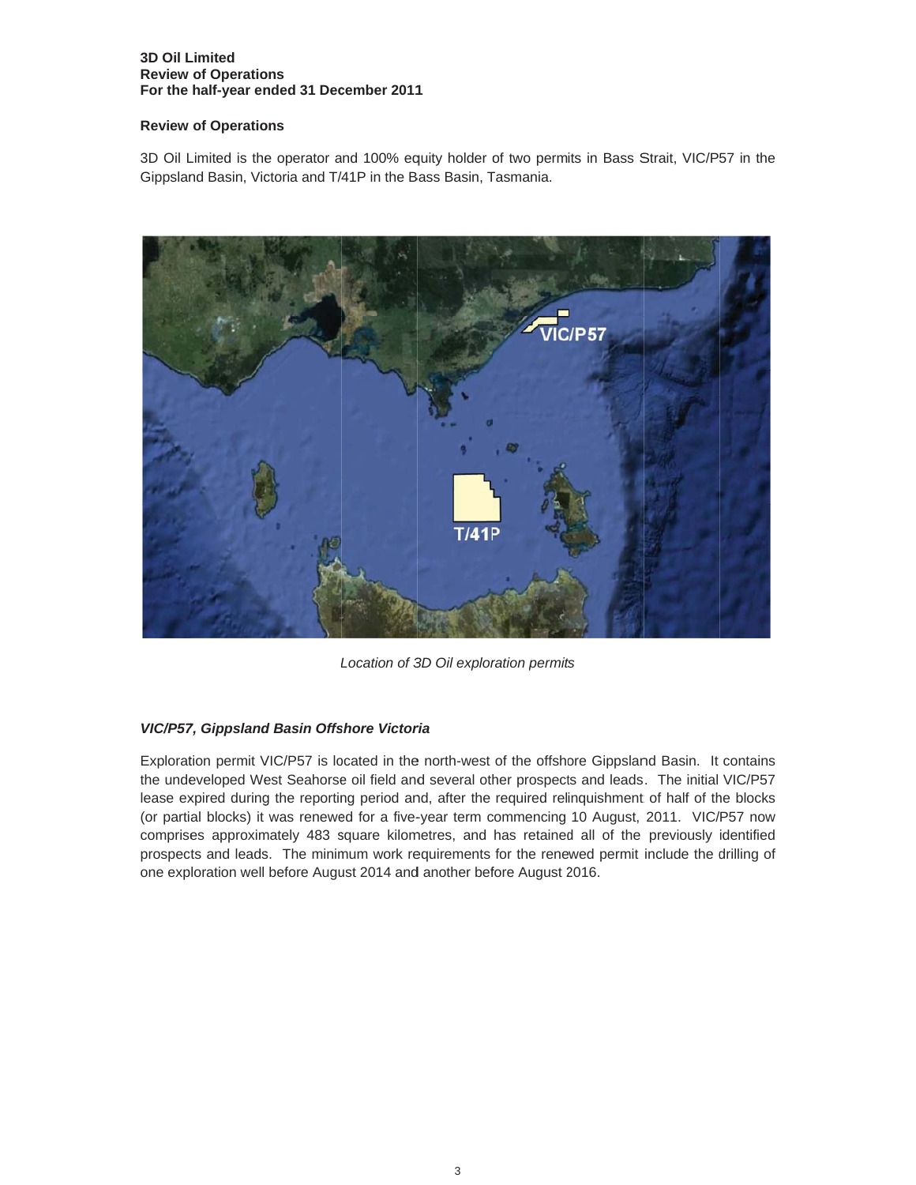## Review of Operations

3D Oil Limited is the operator and 100% equity holder of two permits in Bass Strait, VIC/P57 in the Gippsland Basin, Victoria and T/41P in the Bass Basin, Tasmania.

*Location of 3D Oil exploration permits*

### *VIC/P57, Gippsland Basin Offshore Victoria*

Exploration permit VIC/P57 is located in the north-west of the offshore Gippsland Basin. It contains the undeveloped West Seahorse oil field and several other prospects and leads. The initial VIC/P57 lease expired during the reporting period and, after the required relinquishment of half of the blocks (or partial blocks) it was renewed for a five-year term commencing 10 August, 2011. VIC/P57 now comprises approximately 483 square kilometres, and has retained all of the previously identified prospects and leads. The minimum work requirements for the renewed permit include the drilling of one exploration well before August 2014 and another before August 2016.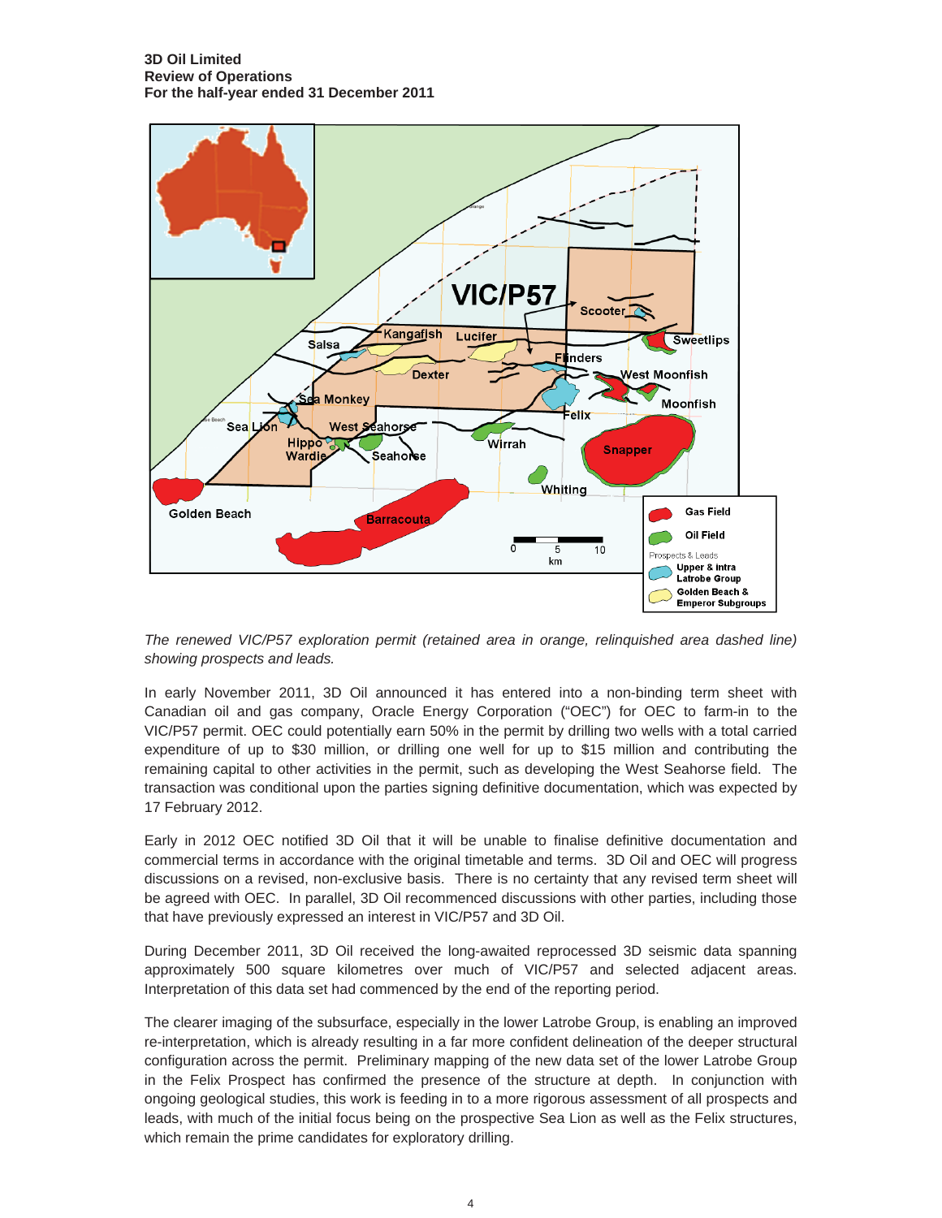*The renewed VIC/P57 exploration permit (retained area in orange, relinquished area dashed line) showing prospects and leads.*

In early November 2011, 3D Oil announced it has entered into a non-binding term sheet with Canadian oil and gas company, Oracle Energy Corporation ("OEC") for OEC to farm-in to the VIC/P57 permit. OEC could potentially earn 50% in the permit by drilling two wells with a total carried expenditure of up to $30 million, or drilling one well for up to $15 million and contributing the remaining capital to other activities in the permit, such as developing the West Seahorse field. The transaction was conditional upon the parties signing definitive documentation, which was expected by 17 February 2012.

Early in 2012 OEC notified 3D Oil that it will be unable to finalise definitive documentation and commercial terms in accordance with the original timetable and terms. 3D Oil and OEC will progress discussions on a revised, non-exclusive basis. There is no certainty that any revised term sheet will be agreed with OEC. In parallel, 3D Oil recommenced discussions with other parties, including those that have previously expressed an interest in VIC/P57 and 3D Oil.

During December 2011, 3D Oil received the long-awaited reprocessed 3D seismic data spanning approximately 500 square kilometres over much of VIC/P57 and selected adjacent areas. Interpretation of this data set had commenced by the end of the reporting period.

The clearer imaging of the subsurface, especially in the lower Latrobe Group, is enabling an improved re-interpretation, which is already resulting in a far more confident delineation of the deeper structural configuration across the permit. Preliminary mapping of the new data set of the lower Latrobe Group in the Felix Prospect has confirmed the presence of the structure at depth. In conjunction with ongoing geological studies, this work is feeding in to a more rigorous assessment of all prospects and leads, with much of the initial focus being on the prospective Sea Lion as well as the Felix structures, which remain the prime candidates for exploratory drilling.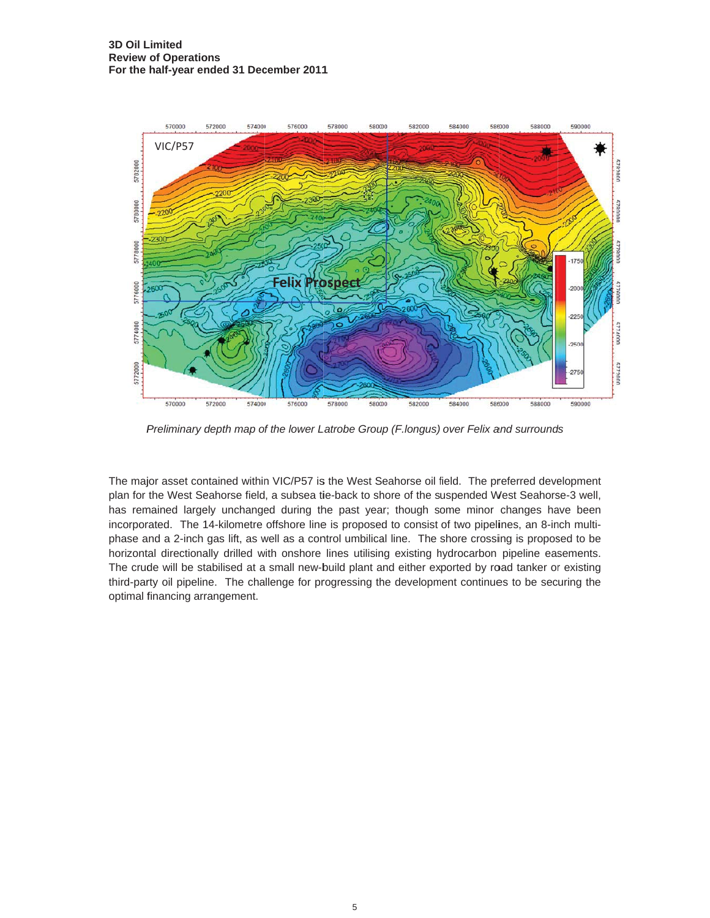*Preliminary depth map of the lower Latrobe Group (F.longus) over Felix and surrounds*

The major asset contained within VIC/P57 is the West Seahorse oil field. The preferred development plan for the West Seahorse field, a subsea tie-back to shore of the suspended West Seahorse-3 well, has remained largely unchanged during the past year; though some minor changes have been incorporated. The 14-kilometre offshore line is proposed to consist of two pipelines, an 8-inch multi-phase and a 2-inch gas lift, as well as a control umbilical line. The shore crossing is proposed to be horizontal directionally drilled with onshore lines utilising existing hydrocarbon pipeline easements. The crude will be stabilised at a small new-build plant and either exported by road tanker or existing third-party oil pipeline. The challenge for progressing the development continues to be securing the optimal financing arrangement.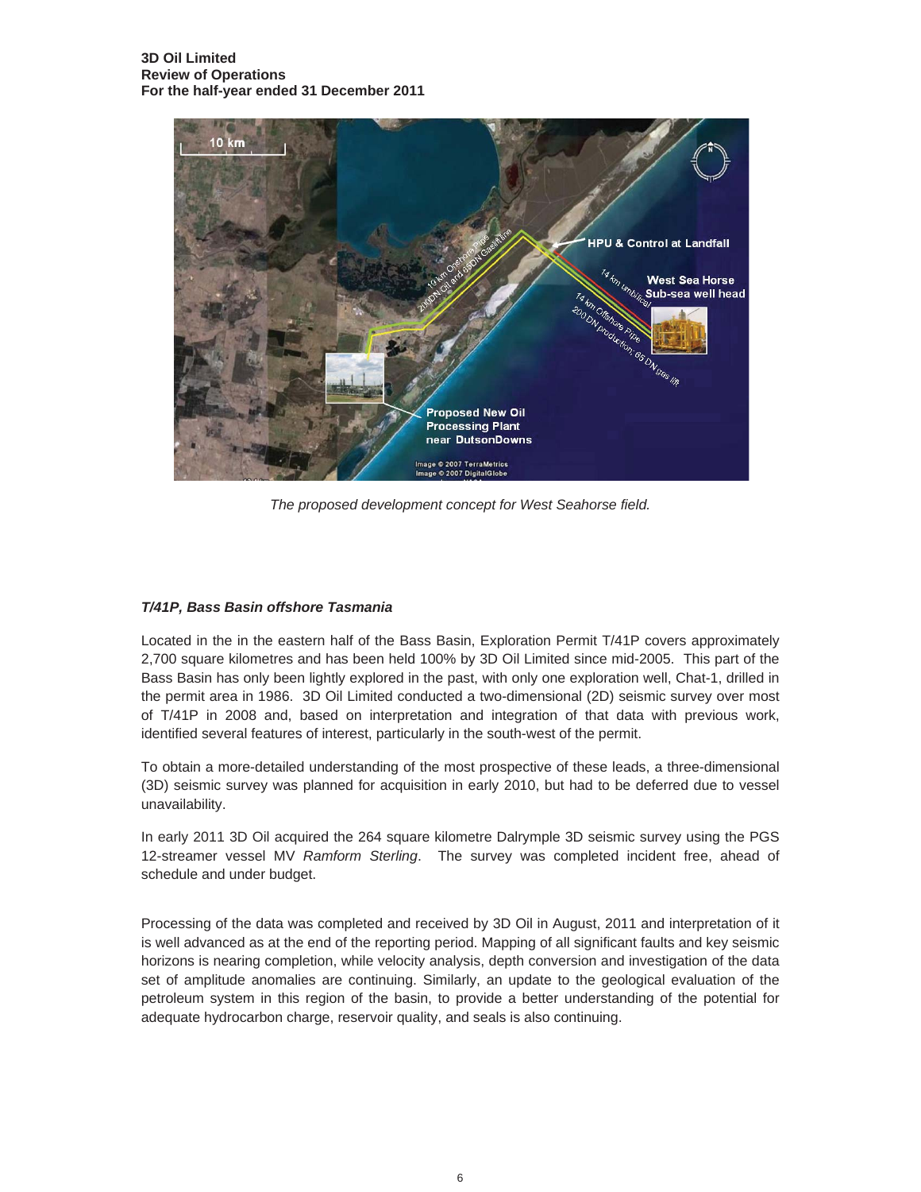The proposed development concept for West Seahorse field.

### *T/41P, Bass Basin offshore Tasmania*

Located in the in the eastern half of the Bass Basin, Exploration Permit T/41P covers approximately 2,700 square kilometres and has been held 100% by 3D Oil Limited since mid-2005. This part of the Bass Basin has only been lightly explored in the past, with only one exploration well, Chat-1, drilled in the permit area in 1986. 3D Oil Limited conducted a two-dimensional (2D) seismic survey over most of T/41P in 2008 and, based on interpretation and integration of that data with previous work, identified several features of interest, particularly in the south-west of the permit.

To obtain a more-detailed understanding of the most prospective of these leads, a three-dimensional (3D) seismic survey was planned for acquisition in early 2010, but had to be deferred due to vessel unavailability.

In early 2011 3D Oil acquired the 264 square kilometre Dalrymple 3D seismic survey using the PGS 12-streamer vessel MV *Ramform Sterling*. The survey was completed incident free, ahead of schedule and under budget.

Processing of the data was completed and received by 3D Oil in August, 2011 and interpretation of it is well advanced as at the end of the reporting period. Mapping of all significant faults and key seismic horizons is nearing completion, while velocity analysis, depth conversion and investigation of the data set of amplitude anomalies are continuing. Similarly, an update to the geological evaluation of the petroleum system in this region of the basin, to provide a better understanding of the potential for adequate hydrocarbon charge, reservoir quality, and seals is also continuing.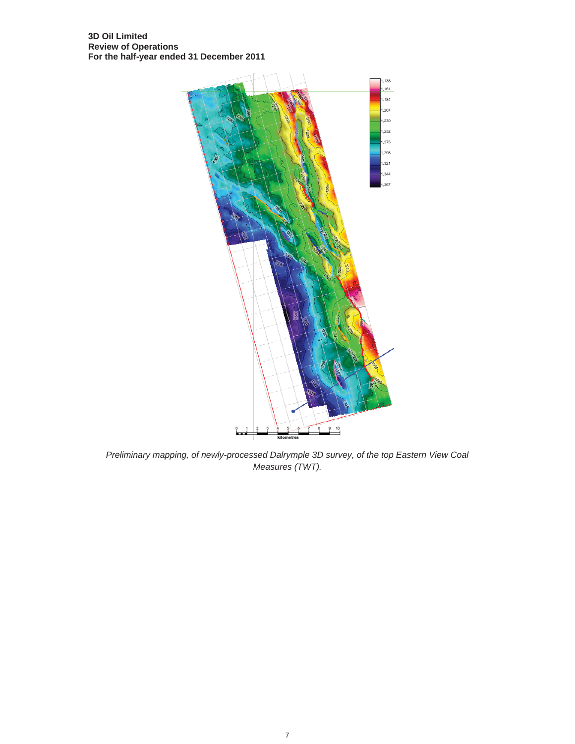*Preliminary mapping, of newly-processed Dalrymple 3D survey, of the top Eastern View Coal Measures (TWT).*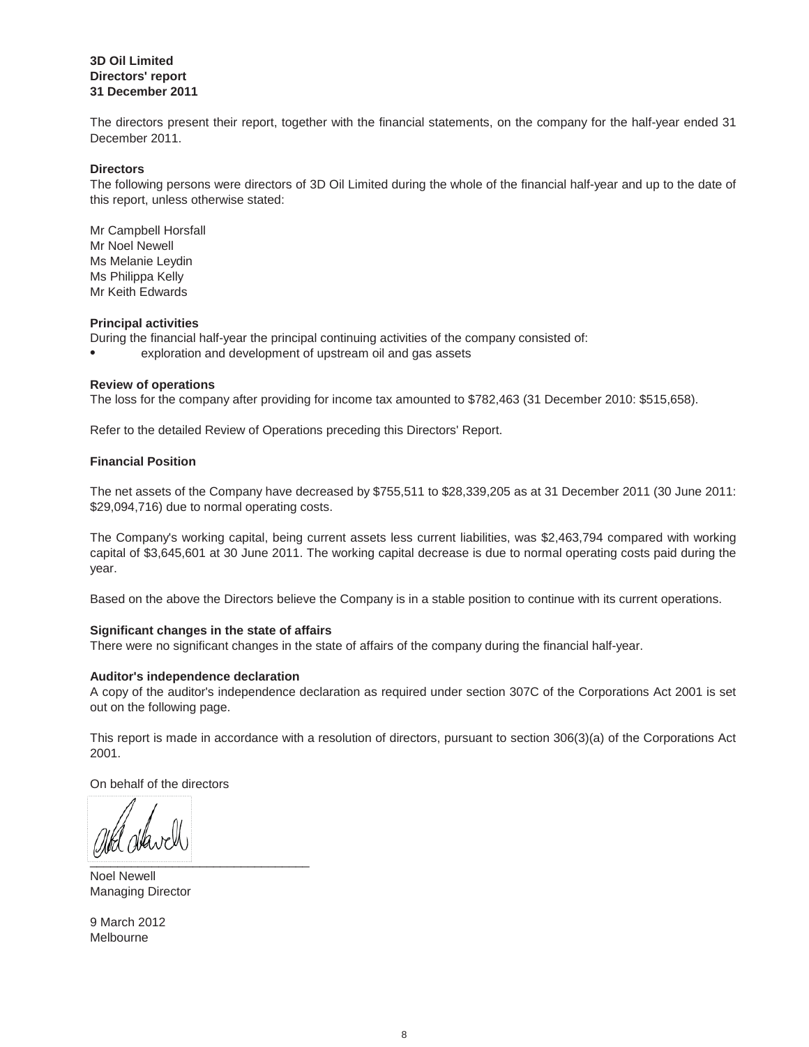**3D Oil Limited**
**Directors' report**
**31 December 2011**

The directors present their report, together with the financial statements, on the company for the half-year ended 31 December 2011.

**Directors**

The following persons were directors of 3D Oil Limited during the whole of the financial half-year and up to the date of this report, unless otherwise stated:

Mr Campbell Horsfall
Mr Noel Newell
Ms Melanie Leydin
Ms Philippa Kelly
Mr Keith Edwards

**Principal activities**

During the financial half-year the principal continuing activities of the company consisted of:

- exploration and development of upstream oil and gas assets

**Review of operations**

The loss for the company after providing for income tax amounted to $782,463 (31 December 2010: $515,658).

Refer to the detailed Review of Operations preceding this Directors' Report.

**Financial Position**

The net assets of the Company have decreased by $755,511 to $28,339,205 as at 31 December 2011 (30 June 2011: $29,094,716) due to normal operating costs.

The Company's working capital, being current assets less current liabilities, was $2,463,794 compared with working capital of $3,645,601 at 30 June 2011. The working capital decrease is due to normal operating costs paid during the year.

Based on the above the Directors believe the Company is in a stable position to continue with its current operations.

**Significant changes in the state of affairs**

There were no significant changes in the state of affairs of the company during the financial half-year.

**Auditor's independence declaration**

A copy of the auditor's independence declaration as required under section 307C of the Corporations Act 2001 is set out on the following page.

This report is made in accordance with a resolution of directors, pursuant to section 306(3)(a) of the Corporations Act 2001.

On behalf of the directors

\_\_\_\_\_\_\_\_\_\_\_\_\_\_\_\_\_\_\_\_\_\_\_\_\_\_\_\_\_\_\_\_
Noel Newell
Managing Director

9 March 2012
Melbourne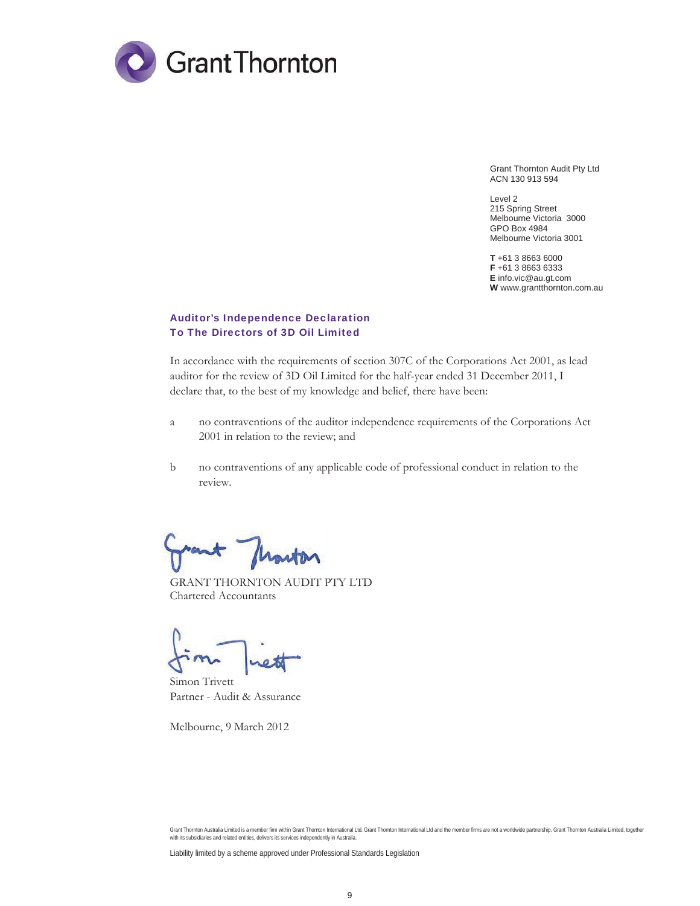Grant Thornton

Grant Thornton Audit Pty Ltd
ACN 130 913 594

Level 2
215 Spring Street
Melbourne Victoria 3000
GPO Box 4984
Melbourne Victoria 3001

**T** +61 3 8663 6000
**F** +61 3 8663 6333
**E** info.vic@au.gt.com
**W** www.grantthornton.com.au

## Auditor's Independence Declaration
## To The Directors of 3D Oil Limited

In accordance with the requirements of section 307C of the Corporations Act 2001, as lead auditor for the review of 3D Oil Limited for the half-year ended 31 December 2011, I declare that, to the best of my knowledge and belief, there have been:

a no contraventions of the auditor independence requirements of the Corporations Act 2001 in relation to the review; and

b no contraventions of any applicable code of professional conduct in relation to the review.

GRANT THORNTON AUDIT PTY LTD
Chartered Accountants

Simon Trivett
Partner - Audit & Assurance

Melbourne, 9 March 2012

Grant Thornton Australia Limited is a member firm within Grant Thornton International Ltd. Grant Thornton International Ltd and the member firms are not a worldwide partnership. Grant Thornton Australia Limited, together with its subsidiaries and related entities, delivers its services independently in Australia.

Liability limited by a scheme approved under Professional Standards Legislation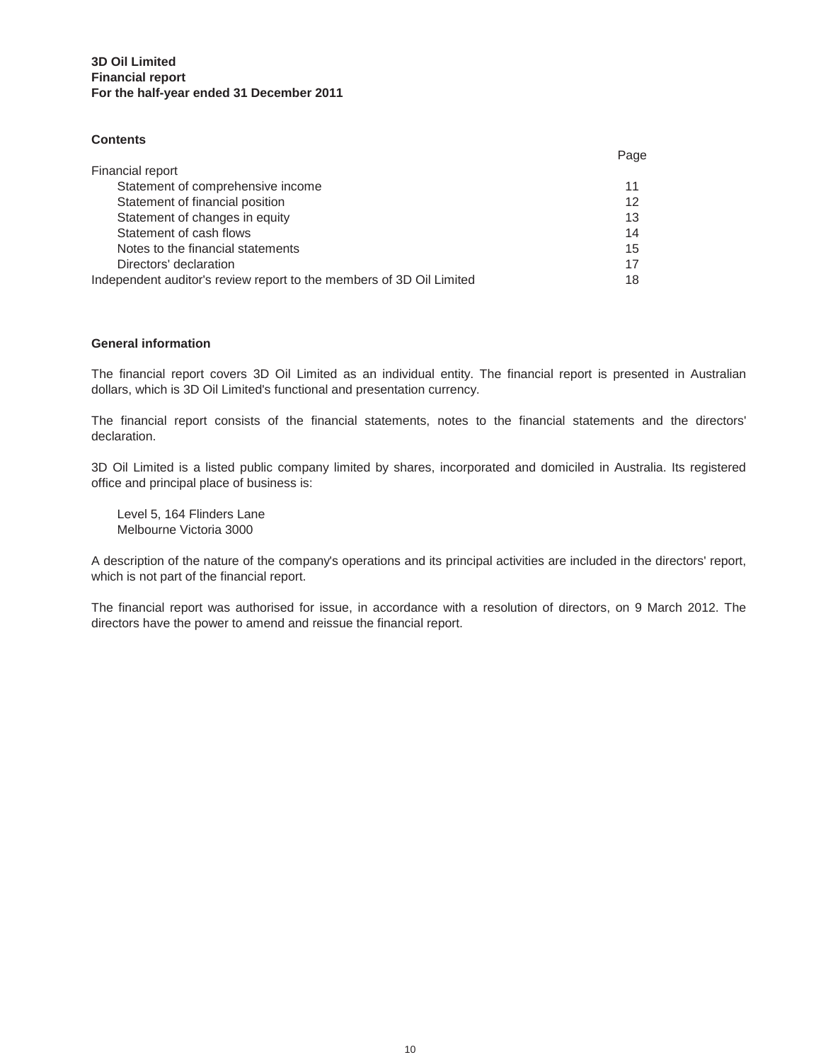**3D Oil Limited**
**Financial report**
**For the half-year ended 31 December 2011**

## Contents

| | Page |
|---|---|
| Financial report | |
| Statement of comprehensive income | 11 |
| Statement of financial position | 12 |
| Statement of changes in equity | 13 |
| Statement of cash flows | 14 |
| Notes to the financial statements | 15 |
| Directors' declaration | 17 |
| Independent auditor's review report to the members of 3D Oil Limited | 18 |

## General information

The financial report covers 3D Oil Limited as an individual entity. The financial report is presented in Australian dollars, which is 3D Oil Limited's functional and presentation currency.

The financial report consists of the financial statements, notes to the financial statements and the directors' declaration.

3D Oil Limited is a listed public company limited by shares, incorporated and domiciled in Australia. Its registered office and principal place of business is:

Level 5, 164 Flinders Lane
Melbourne Victoria 3000

A description of the nature of the company's operations and its principal activities are included in the directors' report, which is not part of the financial report.

The financial report was authorised for issue, in accordance with a resolution of directors, on 9 March 2012. The directors have the power to amend and reissue the financial report.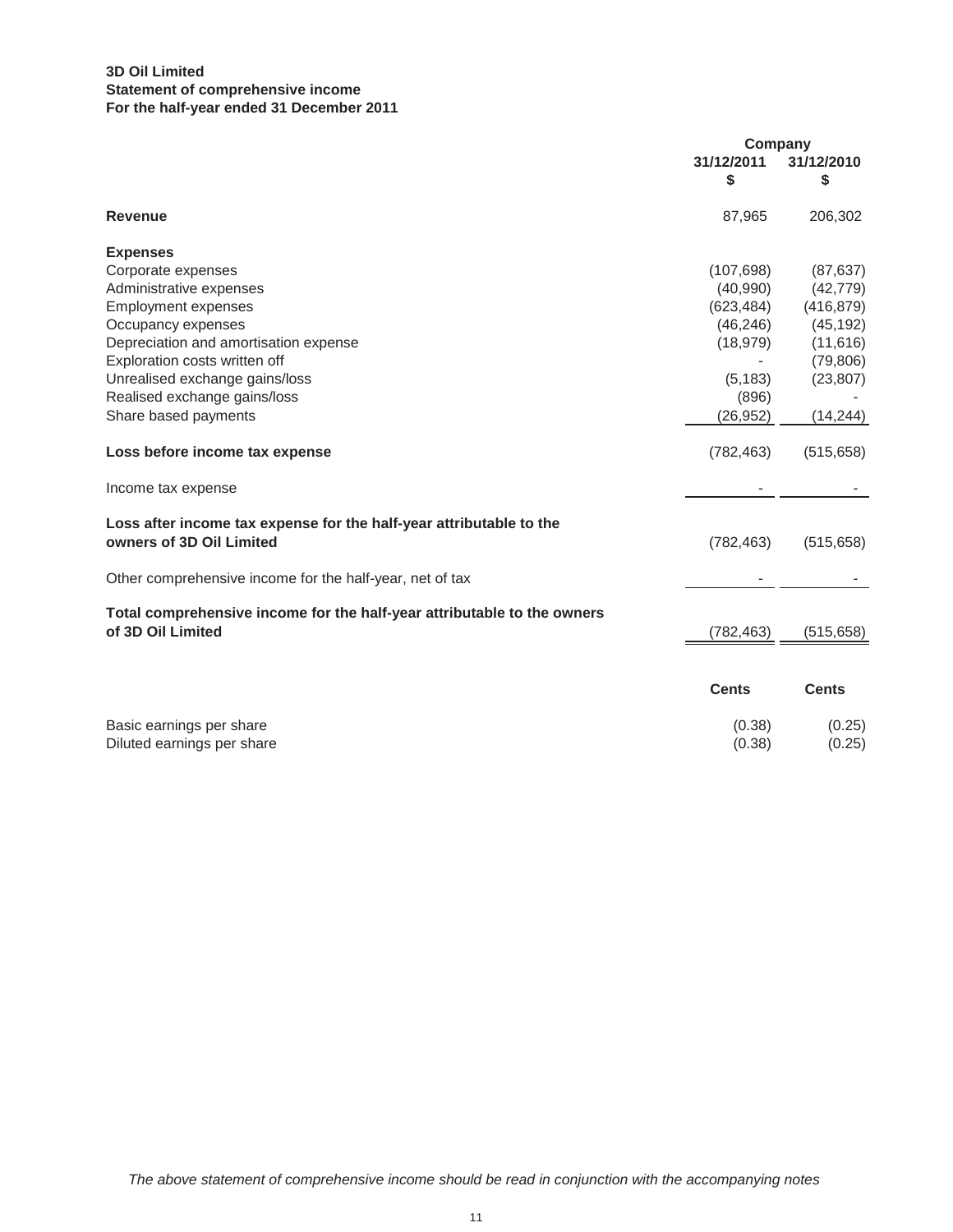**3D Oil Limited**
**Statement of comprehensive income**
**For the half-year ended 31 December 2011**

| | Company | |
|---|---|---|
| | 31/12/2011 | 31/12/2010 |
| | $ | $ |
| **Revenue** | 87,965 | 206,302 |
| **Expenses** | | |
| Corporate expenses | (107,698) | (87,637) |
| Administrative expenses | (40,990) | (42,779) |
| Employment expenses | (623,484) | (416,879) |
| Occupancy expenses | (46,246) | (45,192) |
| Depreciation and amortisation expense | (18,979) | (11,616) |
| Exploration costs written off | - | (79,806) |
| Unrealised exchange gains/loss | (5,183) | (23,807) |
| Realised exchange gains/loss | (896) | - |
| Share based payments | (26,952) | (14,244) |
| **Loss before income tax expense** | (782,463) | (515,658) |
| Income tax expense | - | - |
| **Loss after income tax expense for the half-year attributable to the owners of 3D Oil Limited** | (782,463) | (515,658) |
| Other comprehensive income for the half-year, net of tax | - | - |
| **Total comprehensive income for the half-year attributable to the owners of 3D Oil Limited** | (782,463) | (515,658) |

| | Cents | Cents |
|---|---|---|
| Basic earnings per share | (0.38) | (0.25) |
| Diluted earnings per share | (0.38) | (0.25) |

*The above statement of comprehensive income should be read in conjunction with the accompanying notes*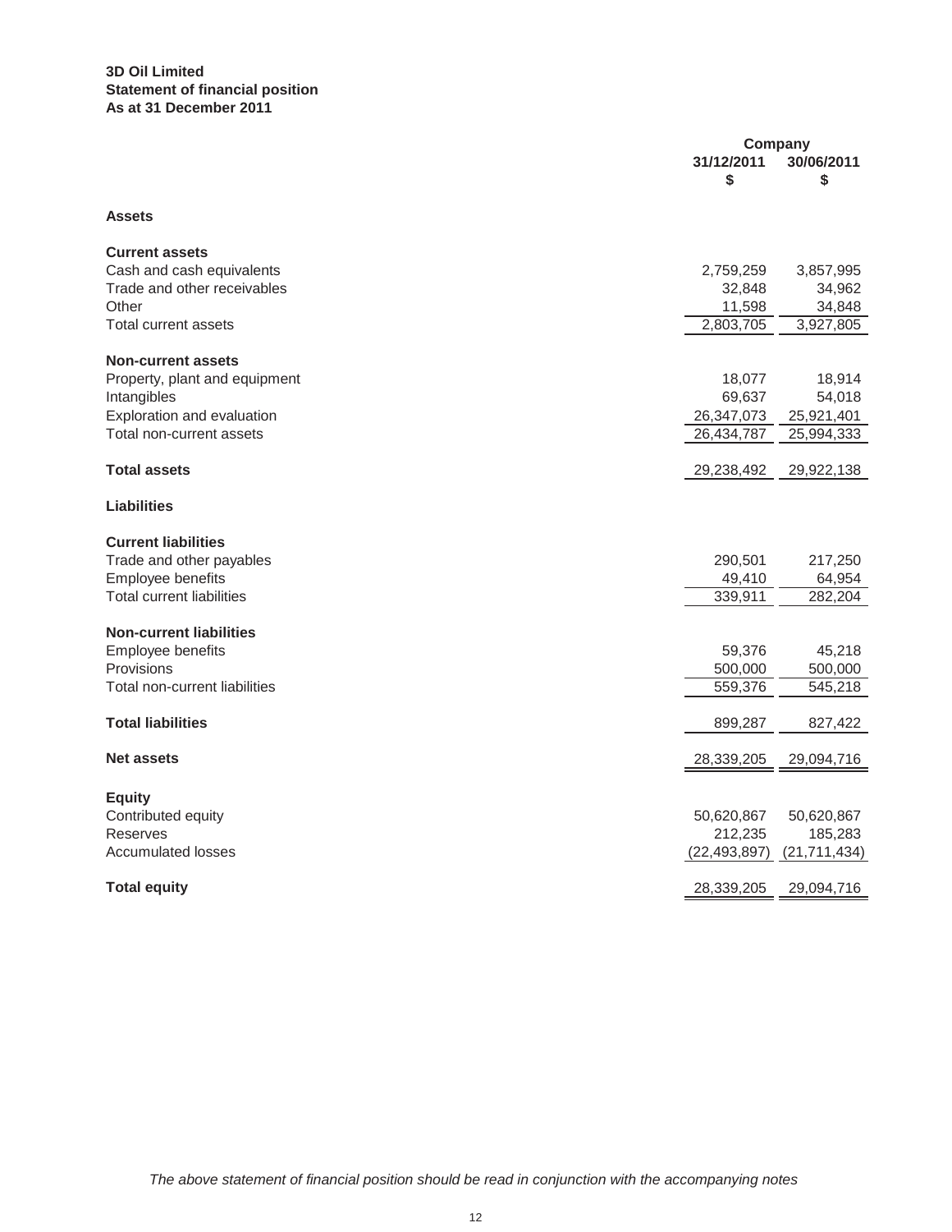**3D Oil Limited**
**Statement of financial position**
**As at 31 December 2011**

| | Company | |
|---|---|---|
| | **31/12/2011** | **30/06/2011** |
| | **$** | **$** |
| **Assets** | | |
| **Current assets** | | |
| Cash and cash equivalents | 2,759,259 | 3,857,995 |
| Trade and other receivables | 32,848 | 34,962 |
| Other | 11,598 | 34,848 |
| Total current assets | 2,803,705 | 3,927,805 |
| **Non-current assets** | | |
| Property, plant and equipment | 18,077 | 18,914 |
| Intangibles | 69,637 | 54,018 |
| Exploration and evaluation | 26,347,073 | 25,921,401 |
| Total non-current assets | 26,434,787 | 25,994,333 |
| **Total assets** | 29,238,492 | 29,922,138 |
| **Liabilities** | | |
| **Current liabilities** | | |
| Trade and other payables | 290,501 | 217,250 |
| Employee benefits | 49,410 | 64,954 |
| Total current liabilities | 339,911 | 282,204 |
| **Non-current liabilities** | | |
| Employee benefits | 59,376 | 45,218 |
| Provisions | 500,000 | 500,000 |
| Total non-current liabilities | 559,376 | 545,218 |
| **Total liabilities** | 899,287 | 827,422 |
| **Net assets** | 28,339,205 | 29,094,716 |
| **Equity** | | |
| Contributed equity | 50,620,867 | 50,620,867 |
| Reserves | 212,235 | 185,283 |
| Accumulated losses | (22,493,897) | (21,711,434) |
| **Total equity** | 28,339,205 | 29,094,716 |

*The above statement of financial position should be read in conjunction with the accompanying notes*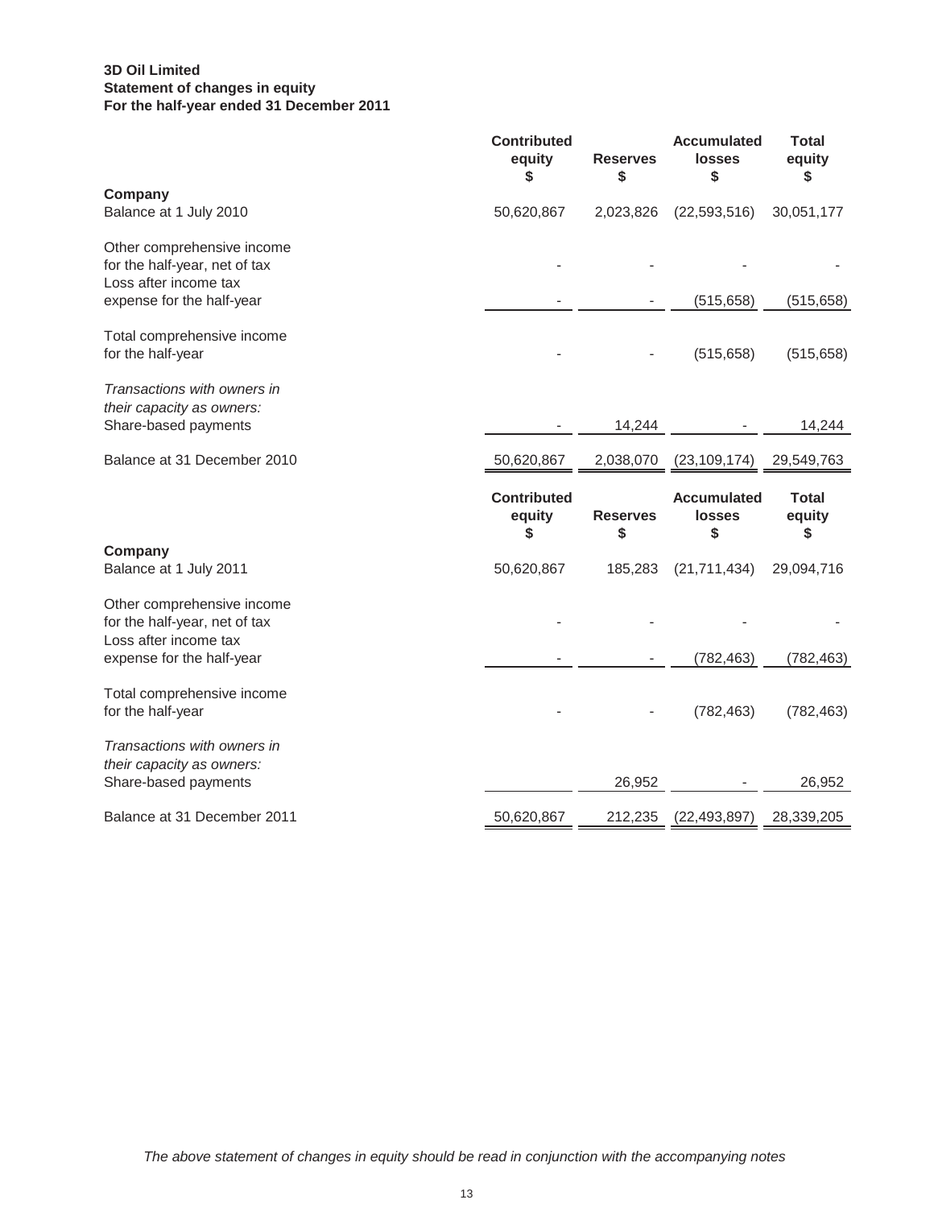**3D Oil Limited**
**Statement of changes in equity**
**For the half-year ended 31 December 2011**

| | Contributed equity $ | Reserves $ | Accumulated losses $ | Total equity $ |
|---|---|---|---|---|
| **Company** | | | | |
| Balance at 1 July 2010 | 50,620,867 | 2,023,826 | (22,593,516) | 30,051,177 |
| Other comprehensive income for the half-year, net of tax | - | - | - | - |
| Loss after income tax expense for the half-year | - | - | (515,658) | (515,658) |
| Total comprehensive income for the half-year | - | - | (515,658) | (515,658) |
| *Transactions with owners in their capacity as owners:* | | | | |
| Share-based payments | - | 14,244 | - | 14,244 |
| Balance at 31 December 2010 | 50,620,867 | 2,038,070 | (23,109,174) | 29,549,763 |

| | Contributed equity $ | Reserves $ | Accumulated losses $ | Total equity $ |
|---|---|---|---|---|
| **Company** | | | | |
| Balance at 1 July 2011 | 50,620,867 | 185,283 | (21,711,434) | 29,094,716 |
| Other comprehensive income for the half-year, net of tax | - | - | - | - |
| Loss after income tax expense for the half-year | - | - | (782,463) | (782,463) |
| Total comprehensive income for the half-year | - | - | (782,463) | (782,463) |
| *Transactions with owners in their capacity as owners:* | | | | |
| Share-based payments | | 26,952 | - | 26,952 |
| Balance at 31 December 2011 | 50,620,867 | 212,235 | (22,493,897) | 28,339,205 |

*The above statement of changes in equity should be read in conjunction with the accompanying notes*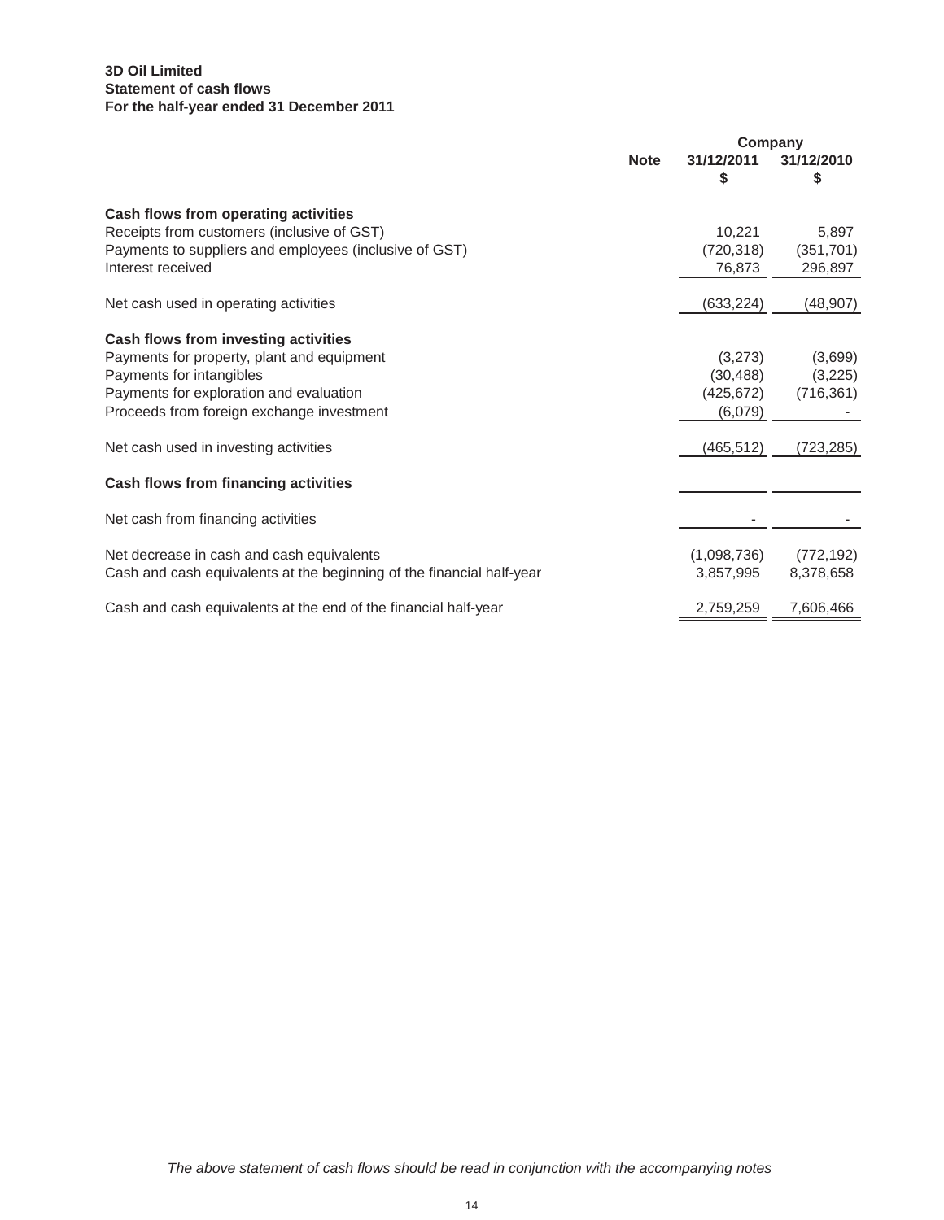**3D Oil Limited**
**Statement of cash flows**
**For the half-year ended 31 December 2011**

| | Note | Company | |
|---|---|---|---|
| | | **31/12/2011** | **31/12/2010** |
| | | **$** | **$** |
| **Cash flows from operating activities** | | | |
| Receipts from customers (inclusive of GST) | | 10,221 | 5,897 |
| Payments to suppliers and employees (inclusive of GST) | | (720,318) | (351,701) |
| Interest received | | 76,873 | 296,897 |
| Net cash used in operating activities | | (633,224) | (48,907) |
| **Cash flows from investing activities** | | | |
| Payments for property, plant and equipment | | (3,273) | (3,699) |
| Payments for intangibles | | (30,488) | (3,225) |
| Payments for exploration and evaluation | | (425,672) | (716,361) |
| Proceeds from foreign exchange investment | | (6,079) | - |
| Net cash used in investing activities | | (465,512) | (723,285) |
| **Cash flows from financing activities** | | | |
| Net cash from financing activities | | - | - |
| Net decrease in cash and cash equivalents | | (1,098,736) | (772,192) |
| Cash and cash equivalents at the beginning of the financial half-year | | 3,857,995 | 8,378,658 |
| Cash and cash equivalents at the end of the financial half-year | | 2,759,259 | 7,606,466 |

*The above statement of cash flows should be read in conjunction with the accompanying notes*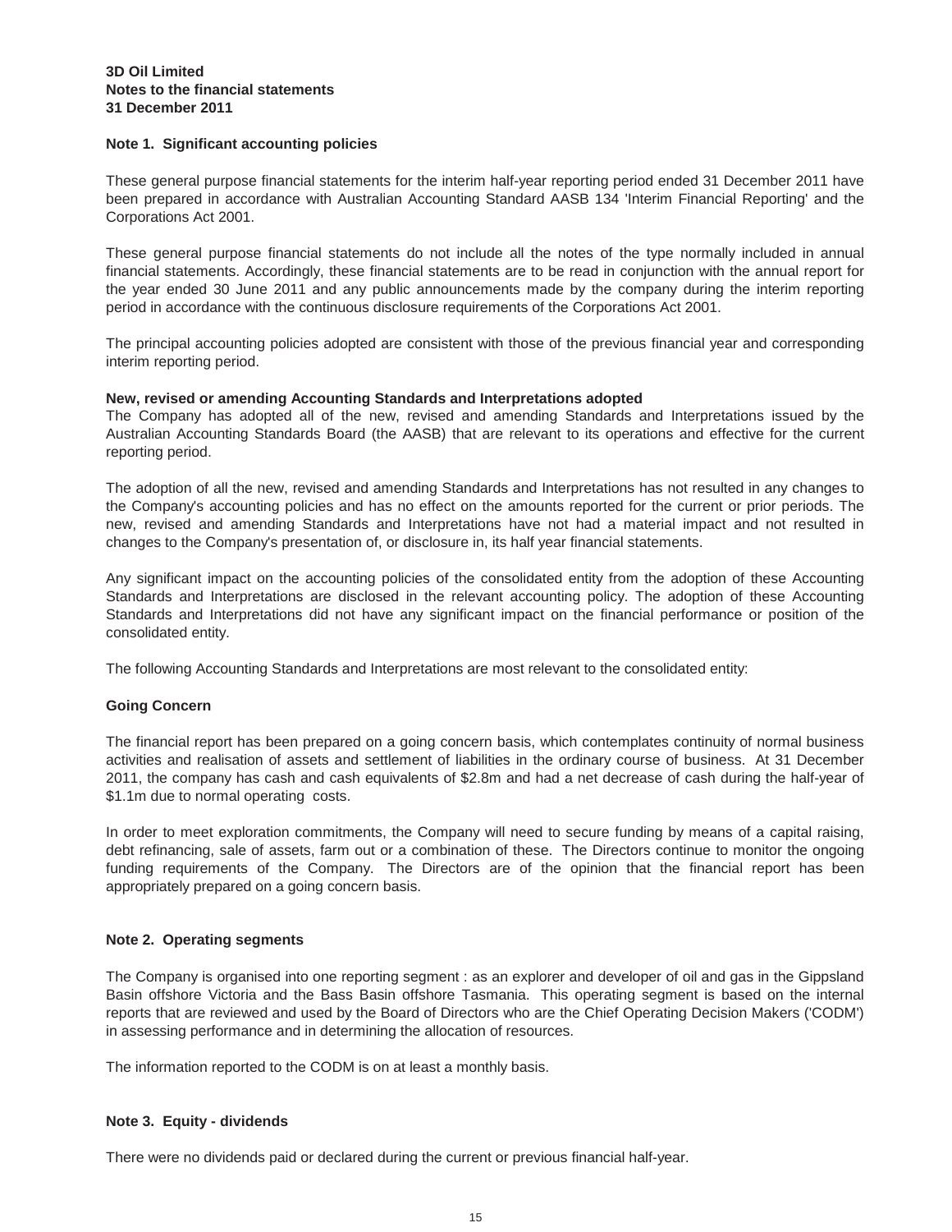**3D Oil Limited**
**Notes to the financial statements**
**31 December 2011**

### Note 1. Significant accounting policies

These general purpose financial statements for the interim half-year reporting period ended 31 December 2011 have been prepared in accordance with Australian Accounting Standard AASB 134 'Interim Financial Reporting' and the Corporations Act 2001.

These general purpose financial statements do not include all the notes of the type normally included in annual financial statements. Accordingly, these financial statements are to be read in conjunction with the annual report for the year ended 30 June 2011 and any public announcements made by the company during the interim reporting period in accordance with the continuous disclosure requirements of the Corporations Act 2001.

The principal accounting policies adopted are consistent with those of the previous financial year and corresponding interim reporting period.

**New, revised or amending Accounting Standards and Interpretations adopted**
The Company has adopted all of the new, revised and amending Standards and Interpretations issued by the Australian Accounting Standards Board (the AASB) that are relevant to its operations and effective for the current reporting period.

The adoption of all the new, revised and amending Standards and Interpretations has not resulted in any changes to the Company's accounting policies and has no effect on the amounts reported for the current or prior periods. The new, revised and amending Standards and Interpretations have not had a material impact and not resulted in changes to the Company's presentation of, or disclosure in, its half year financial statements.

Any significant impact on the accounting policies of the consolidated entity from the adoption of these Accounting Standards and Interpretations are disclosed in the relevant accounting policy. The adoption of these Accounting Standards and Interpretations did not have any significant impact on the financial performance or position of the consolidated entity.

The following Accounting Standards and Interpretations are most relevant to the consolidated entity:

**Going Concern**

The financial report has been prepared on a going concern basis, which contemplates continuity of normal business activities and realisation of assets and settlement of liabilities in the ordinary course of business. At 31 December 2011, the company has cash and cash equivalents of $2.8m and had a net decrease of cash during the half-year of $1.1m due to normal operating costs.

In order to meet exploration commitments, the Company will need to secure funding by means of a capital raising, debt refinancing, sale of assets, farm out or a combination of these. The Directors continue to monitor the ongoing funding requirements of the Company. The Directors are of the opinion that the financial report has been appropriately prepared on a going concern basis.

### Note 2. Operating segments

The Company is organised into one reporting segment : as an explorer and developer of oil and gas in the Gippsland Basin offshore Victoria and the Bass Basin offshore Tasmania. This operating segment is based on the internal reports that are reviewed and used by the Board of Directors who are the Chief Operating Decision Makers ('CODM') in assessing performance and in determining the allocation of resources.

The information reported to the CODM is on at least a monthly basis.

### Note 3. Equity - dividends

There were no dividends paid or declared during the current or previous financial half-year.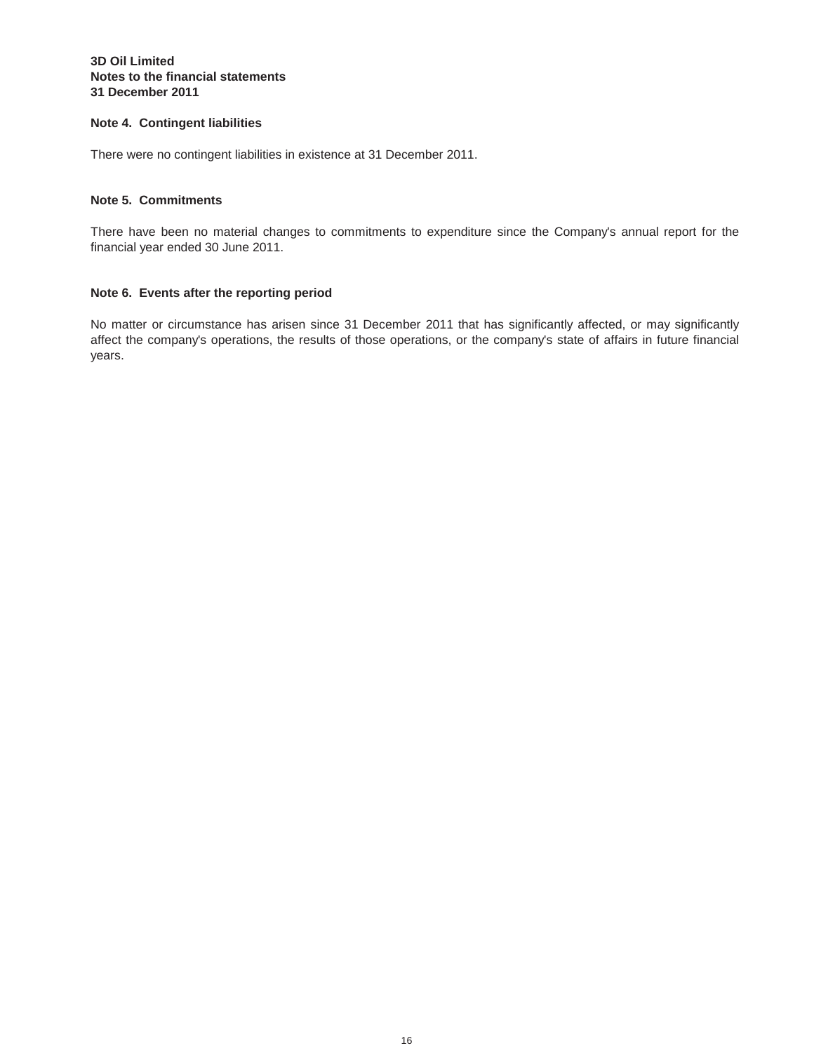**3D Oil Limited**
**Notes to the financial statements**
**31 December 2011**

## Note 4. Contingent liabilities

There were no contingent liabilities in existence at 31 December 2011.

## Note 5. Commitments

There have been no material changes to commitments to expenditure since the Company's annual report for the financial year ended 30 June 2011.

## Note 6. Events after the reporting period

No matter or circumstance has arisen since 31 December 2011 that has significantly affected, or may significantly affect the company's operations, the results of those operations, or the company's state of affairs in future financial years.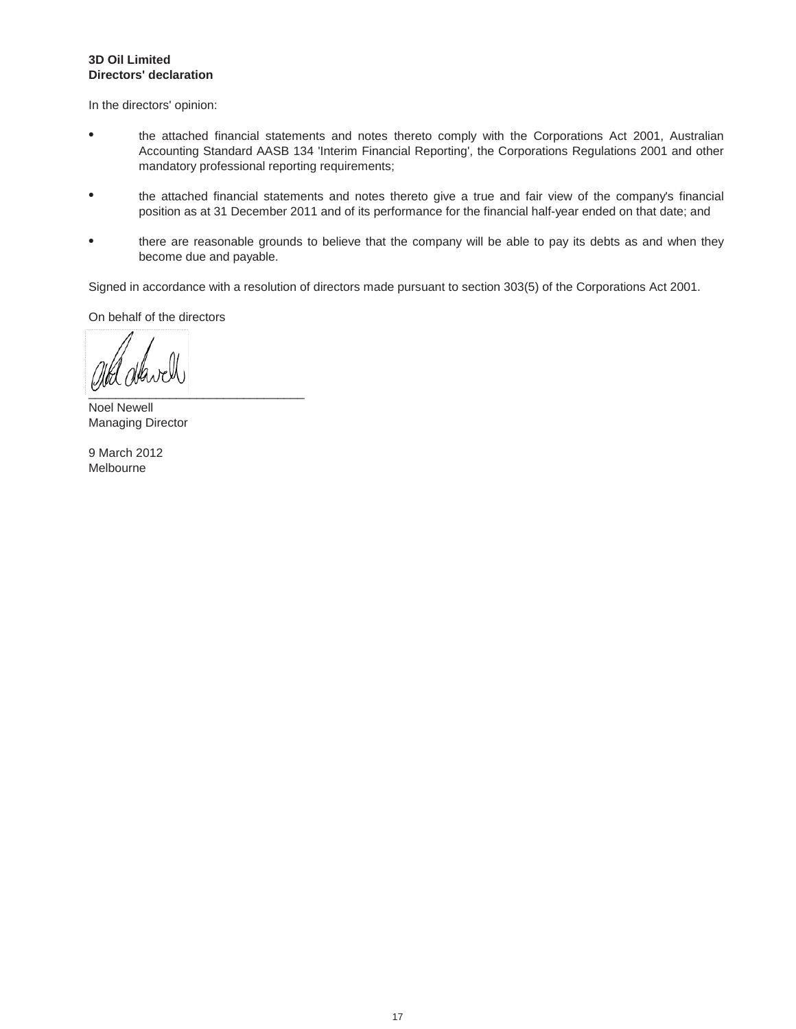**3D Oil Limited**
**Directors' declaration**

In the directors' opinion:

- the attached financial statements and notes thereto comply with the Corporations Act 2001, Australian Accounting Standard AASB 134 'Interim Financial Reporting', the Corporations Regulations 2001 and other mandatory professional reporting requirements;

- the attached financial statements and notes thereto give a true and fair view of the company's financial position as at 31 December 2011 and of its performance for the financial half-year ended on that date; and

- there are reasonable grounds to believe that the company will be able to pay its debts as and when they become due and payable.

Signed in accordance with a resolution of directors made pursuant to section 303(5) of the Corporations Act 2001.

On behalf of the directors

\_\_\_\_\_\_\_\_\_\_\_\_\_\_\_\_\_\_\_\_\_\_\_\_\_\_\_\_\_\_\_\_

Noel Newell
Managing Director

9 March 2012
Melbourne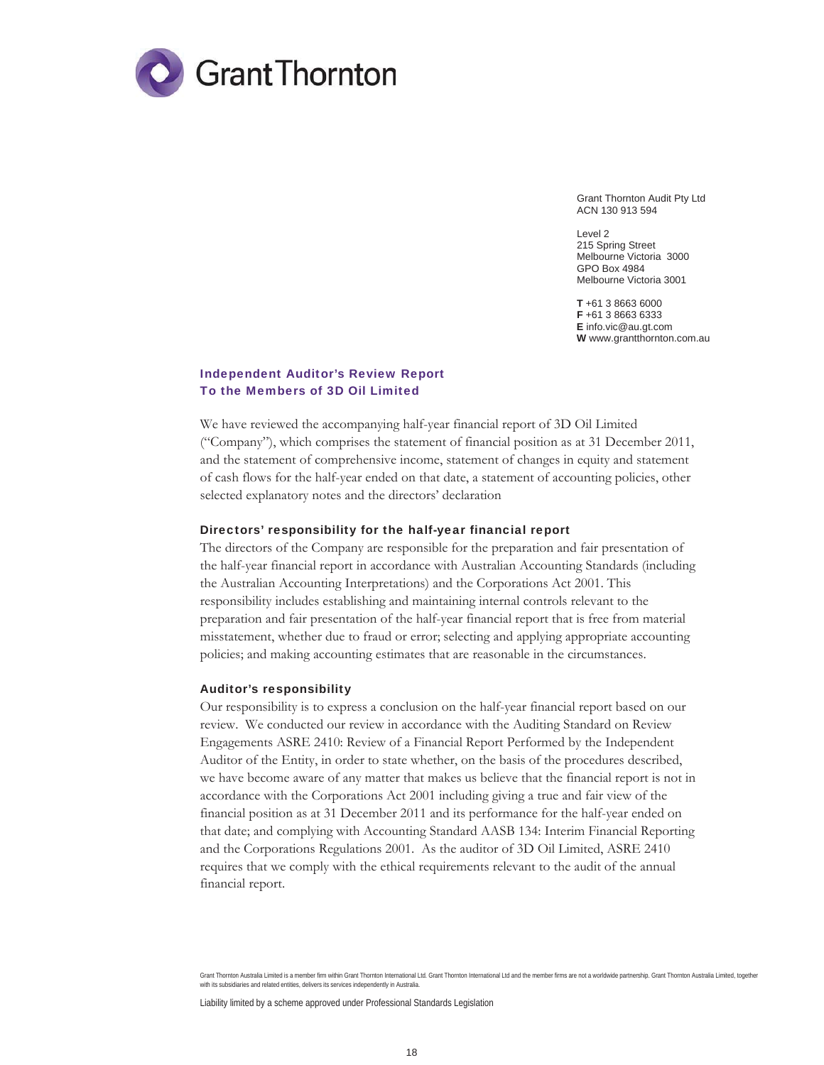Grant Thornton

Grant Thornton Audit Pty Ltd
ACN 130 913 594

Level 2
215 Spring Street
Melbourne Victoria 3000
GPO Box 4984
Melbourne Victoria 3001

**T** +61 3 8663 6000
**F** +61 3 8663 6333
**E** info.vic@au.gt.com
**W** www.grantthornton.com.au

## Independent Auditor's Review Report
## To the Members of 3D Oil Limited

We have reviewed the accompanying half-year financial report of 3D Oil Limited ("Company"), which comprises the statement of financial position as at 31 December 2011, and the statement of comprehensive income, statement of changes in equity and statement of cash flows for the half-year ended on that date, a statement of accounting policies, other selected explanatory notes and the directors' declaration

### Directors' responsibility for the half-year financial report

The directors of the Company are responsible for the preparation and fair presentation of the half-year financial report in accordance with Australian Accounting Standards (including the Australian Accounting Interpretations) and the Corporations Act 2001. This responsibility includes establishing and maintaining internal controls relevant to the preparation and fair presentation of the half-year financial report that is free from material misstatement, whether due to fraud or error; selecting and applying appropriate accounting policies; and making accounting estimates that are reasonable in the circumstances.

### Auditor's responsibility

Our responsibility is to express a conclusion on the half-year financial report based on our review. We conducted our review in accordance with the Auditing Standard on Review Engagements ASRE 2410: Review of a Financial Report Performed by the Independent Auditor of the Entity, in order to state whether, on the basis of the procedures described, we have become aware of any matter that makes us believe that the financial report is not in accordance with the Corporations Act 2001 including giving a true and fair view of the financial position as at 31 December 2011 and its performance for the half-year ended on that date; and complying with Accounting Standard AASB 134: Interim Financial Reporting and the Corporations Regulations 2001. As the auditor of 3D Oil Limited, ASRE 2410 requires that we comply with the ethical requirements relevant to the audit of the annual financial report.

Grant Thornton Australia Limited is a member firm within Grant Thornton International Ltd. Grant Thornton International Ltd and the member firms are not a worldwide partnership. Grant Thornton Australia Limited, together with its subsidiaries and related entities, delivers its services independently in Australia.

Liability limited by a scheme approved under Professional Standards Legislation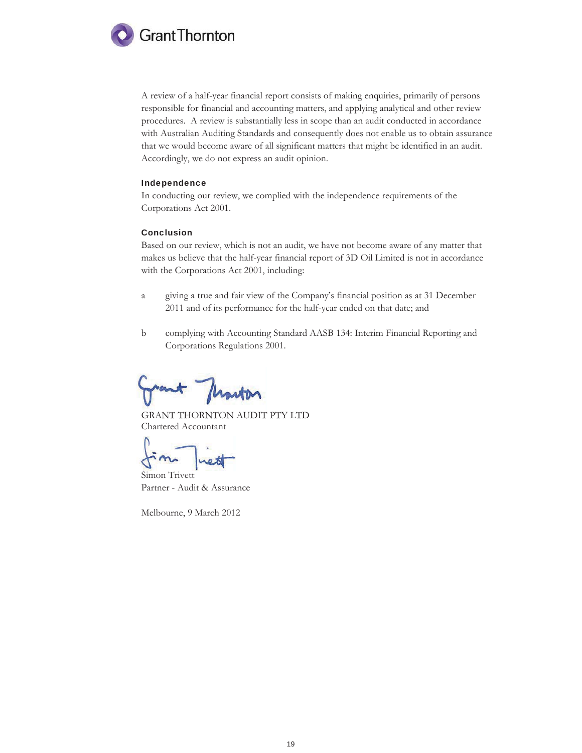A review of a half-year financial report consists of making enquiries, primarily of persons responsible for financial and accounting matters, and applying analytical and other review procedures. A review is substantially less in scope than an audit conducted in accordance with Australian Auditing Standards and consequently does not enable us to obtain assurance that we would become aware of all significant matters that might be identified in an audit. Accordingly, we do not express an audit opinion.

### Independence

In conducting our review, we complied with the independence requirements of the Corporations Act 2001.

### Conclusion

Based on our review, which is not an audit, we have not become aware of any matter that makes us believe that the half-year financial report of 3D Oil Limited is not in accordance with the Corporations Act 2001, including:

a giving a true and fair view of the Company's financial position as at 31 December 2011 and of its performance for the half-year ended on that date; and

b complying with Accounting Standard AASB 134: Interim Financial Reporting and Corporations Regulations 2001.

GRANT THORNTON AUDIT PTY LTD
Chartered Accountant

Simon Trivett
Partner - Audit & Assurance

Melbourne, 9 March 2012